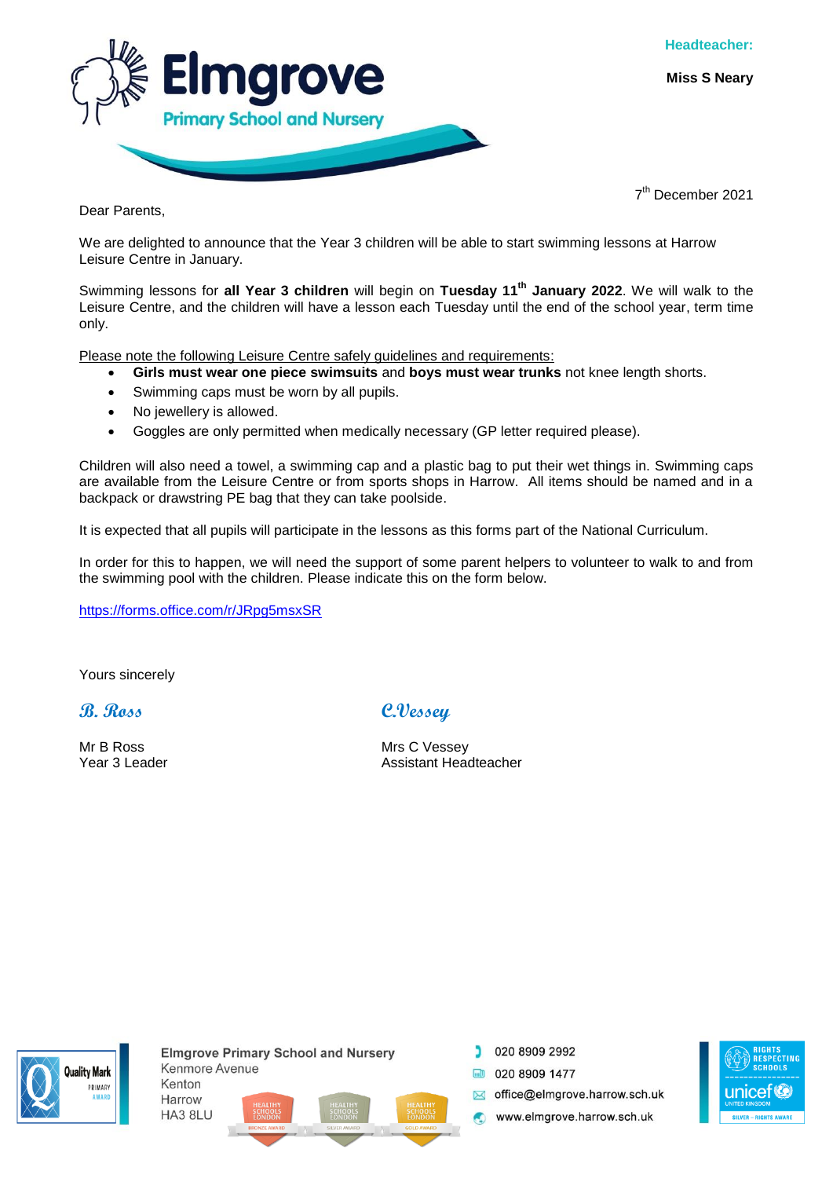# Elmgrove Primary School and Nursery

**Headteacher:**

**Miss S Neary**

7th December 2021

Dear Parents,

We are delighted to announce that the Year 3 children will be able to start swimming lessons at Harrow Leisure Centre in January.

Swimming lessons for **all Year 3 children** will begin on **Tuesday 11th January 2022**. We will walk to the Leisure Centre, and the children will have a lesson each Tuesday until the end of the school year, term time only.

<u>Please note the following Leisure Centre safely guidelines and requirements:</u>

- **Girls must wear one piece swimsuits** and **boys must wear trunks** not knee length shorts.
- Swimming caps must be worn by all pupils.
- No jewellery is allowed.
- Goggles are only permitted when medically necessary (GP letter required please).

Children will also need a towel, a swimming cap and a plastic bag to put their wet things in. Swimming caps are available from the Leisure Centre or from sports shops in Harrow. All items should be named and in a backpack or drawstring PE bag that they can take poolside.

It is expected that all pupils will participate in the lessons as this forms part of the National Curriculum.

In order for this to happen, we will need the support of some parent helpers to volunteer to walk to and from the swimming pool with the children. Please indicate this on the form below.

https://forms.office.com/r/JRpg5msxSR

Yours sincerely

*B. Ross*

Mr B Ross
Year 3 Leader

*C.Vessey*

Mrs C Vessey
Assistant Headteacher

**Elmgrove Primary School and Nursery**
Kenmore Avenue
Kenton
Harrow
HA3 8LU

020 8909 2992
020 8909 1477
office@elmgrove.harrow.sch.uk
www.elmgrove.harrow.sch.uk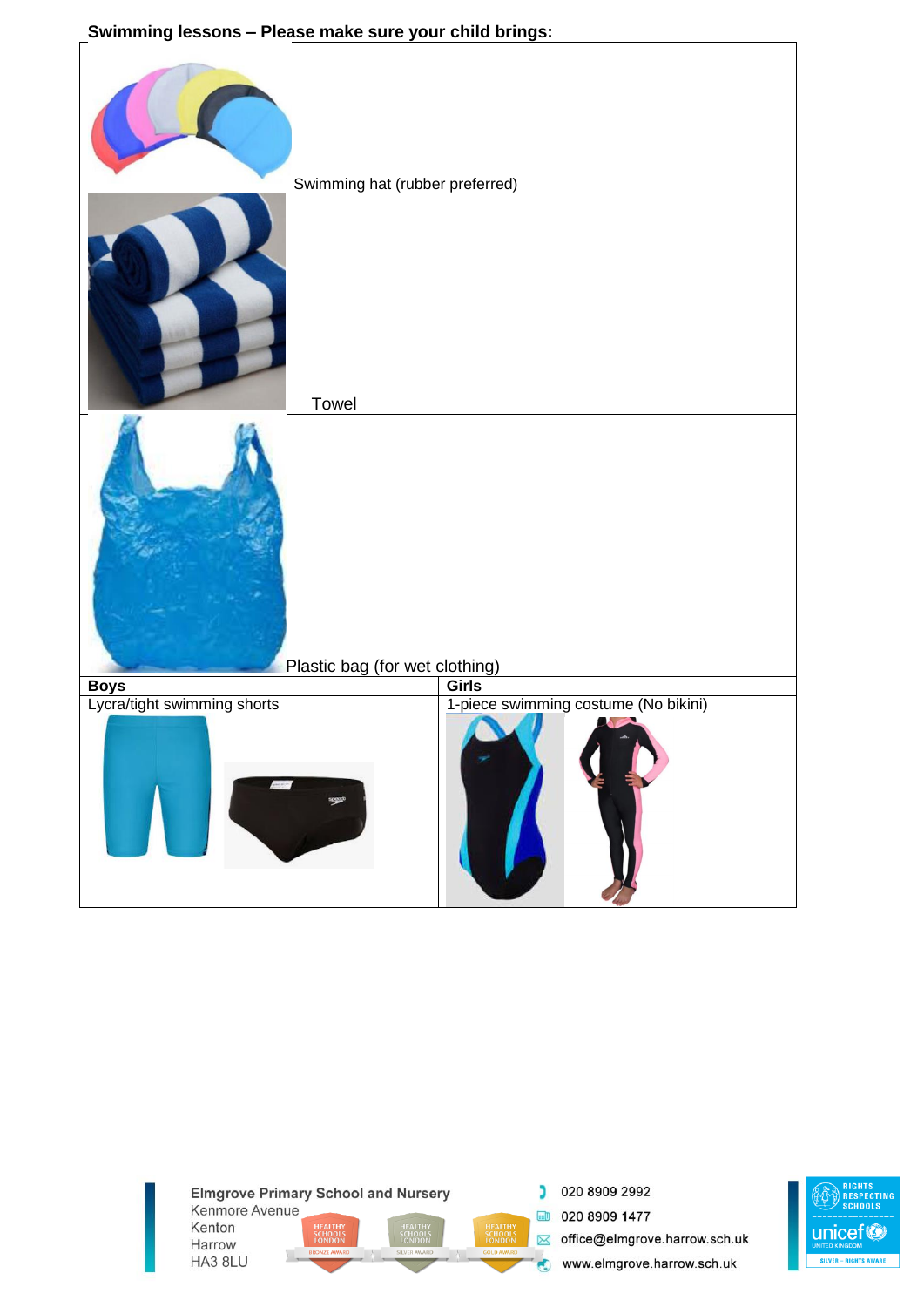**Swimming lessons – Please make sure your child brings:**

Swimming hat (rubber preferred)

Towel

Plastic bag (for wet clothing)

| Boys | Girls |
| --- | --- |
| Lycra/tight swimming shorts | 1-piece swimming costume (No bikini) |

Elmgrove Primary School and Nursery
Kenmore Avenue
Kenton
Harrow
HA3 8LU

020 8909 2992
020 8909 1477
office@elmgrove.harrow.sch.uk
www.elmgrove.harrow.sch.uk